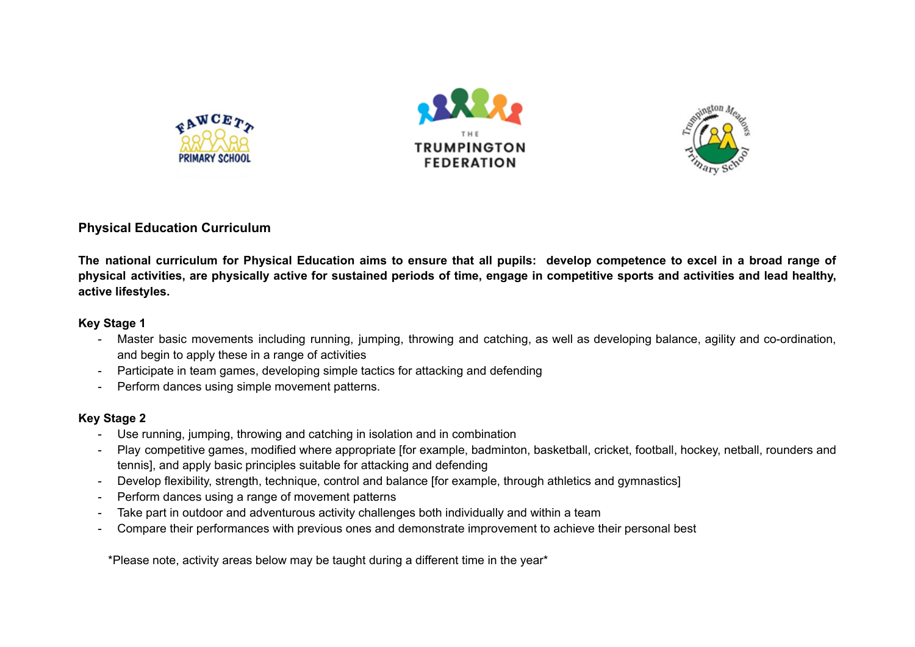## Physical Education Curriculum

**The national curriculum for Physical Education aims to ensure that all pupils: develop competence to excel in a broad range of physical activities, are physically active for sustained periods of time, engage in competitive sports and activities and lead healthy, active lifestyles.**

### Key Stage 1

- Master basic movements including running, jumping, throwing and catching, as well as developing balance, agility and co-ordination, and begin to apply these in a range of activities
- Participate in team games, developing simple tactics for attacking and defending
- Perform dances using simple movement patterns.

### Key Stage 2

- Use running, jumping, throwing and catching in isolation and in combination
- Play competitive games, modified where appropriate [for example, badminton, basketball, cricket, football, hockey, netball, rounders and tennis], and apply basic principles suitable for attacking and defending
- Develop flexibility, strength, technique, control and balance [for example, through athletics and gymnastics]
- Perform dances using a range of movement patterns
- Take part in outdoor and adventurous activity challenges both individually and within a team
- Compare their performances with previous ones and demonstrate improvement to achieve their personal best

*Please note, activity areas below may be taught during a different time in the year*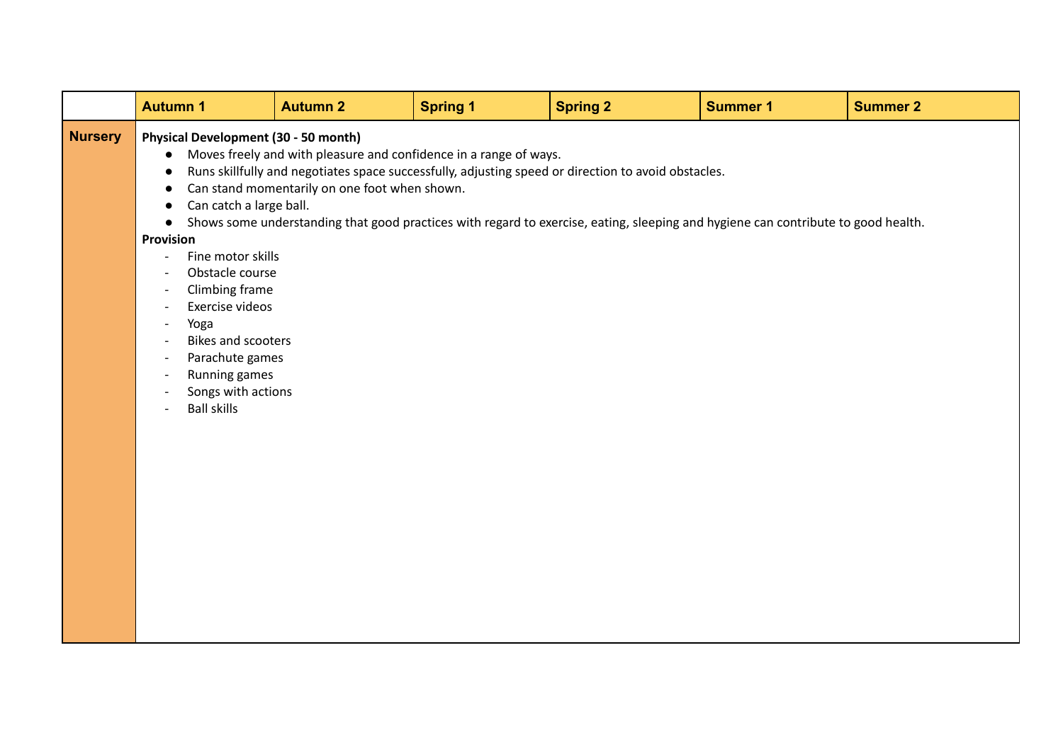| | Autumn 1 | Autumn 2 | Spring 1 | Spring 2 | Summer 1 | Summer 2 |
|---|---|---|---|---|---|---|
| **Nursery** | **Physical Development (30 - 50 month)**<br>● Moves freely and with pleasure and confidence in a range of ways.<br>● Runs skillfully and negotiates space successfully, adjusting speed or direction to avoid obstacles.<br>● Can stand momentarily on one foot when shown.<br>● Can catch a large ball.<br>● Shows some understanding that good practices with regard to exercise, eating, sleeping and hygiene can contribute to good health.<br>**Provision**<br>- Fine motor skills<br>- Obstacle course<br>- Climbing frame<br>- Exercise videos<br>- Yoga<br>- Bikes and scooters<br>- Parachute games<br>- Running games<br>- Songs with actions<br>- Ball skills | | | | | |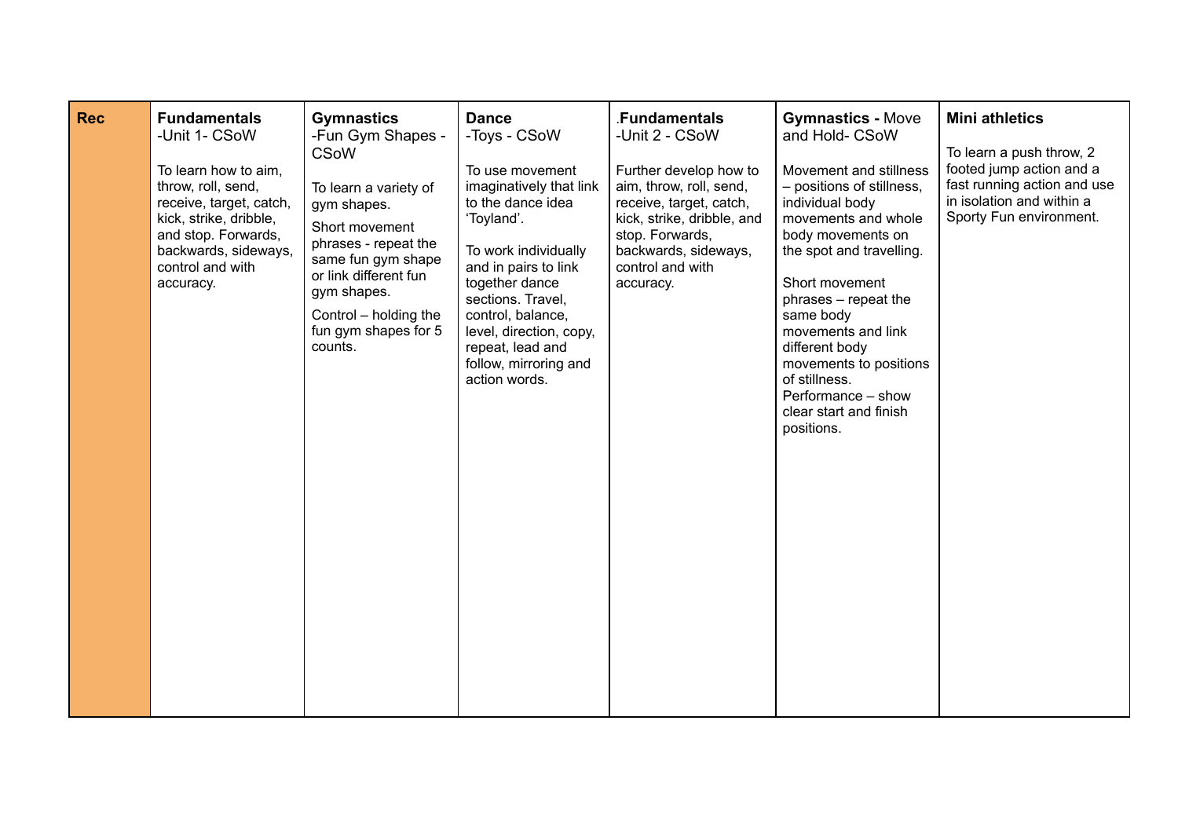| Rec | **Fundamentals** -Unit 1- CSoW<br><br>To learn how to aim, throw, roll, send, receive, target, catch, kick, strike, dribble, and stop. Forwards, backwards, sideways, control and with accuracy. | **Gymnastics** -Fun Gym Shapes - CSoW<br><br>To learn a variety of gym shapes.<br><br>Short movement phrases - repeat the same fun gym shape or link different fun gym shapes.<br><br>Control – holding the fun gym shapes for 5 counts. | **Dance** -Toys - CSoW<br><br>To use movement imaginatively that link to the dance idea 'Toyland'.<br><br>To work individually and in pairs to link together dance sections. Travel, control, balance, level, direction, copy, repeat, lead and follow, mirroring and action words. | .**Fundamentals** -Unit 2 - CSoW<br><br>Further develop how to aim, throw, roll, send, receive, target, catch, kick, strike, dribble, and stop. Forwards, backwards, sideways, control and with accuracy. | **Gymnastics -** Move and Hold- CSoW<br><br>Movement and stillness – positions of stillness, individual body movements and whole body movements on the spot and travelling.<br><br>Short movement phrases – repeat the same body movements and link different body movements to positions of stillness.<br>Performance – show clear start and finish positions. | **Mini athletics**<br><br>To learn a push throw, 2 footed jump action and a fast running action and use in isolation and within a Sporty Fun environment. |
|---|---|---|---|---|---|---|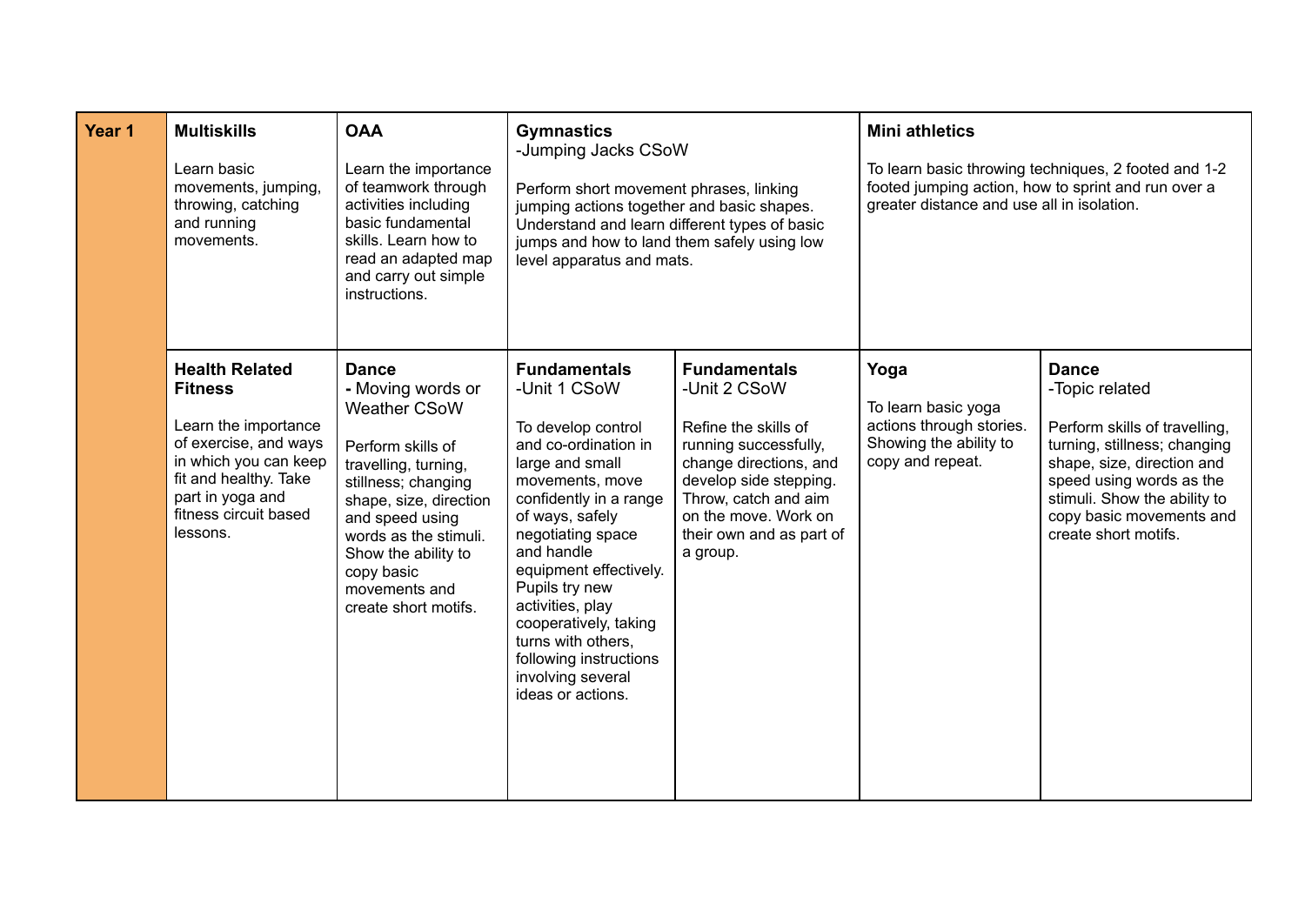| Year 1 | **Multiskills**<br><br>Learn basic movements, jumping, throwing, catching and running movements. | **OAA**<br><br>Learn the importance of teamwork through activities including basic fundamental skills. Learn how to read an adapted map and carry out simple instructions. | **Gymnastics**<br>-Jumping Jacks CSoW<br><br>Perform short movement phrases, linking jumping actions together and basic shapes. Understand and learn different types of basic jumps and how to land them safely using low level apparatus and mats. | | **Mini athletics**<br><br>To learn basic throwing techniques, 2 footed and 1-2 footed jumping action, how to sprint and run over a greater distance and use all in isolation. | |
|---|---|---|---|---|---|---|
| | **Health Related Fitness**<br><br>Learn the importance of exercise, and ways in which you can keep fit and healthy. Take part in yoga and fitness circuit based lessons. | **Dance**<br>- Moving words or Weather CSoW<br><br>Perform skills of travelling, turning, stillness; changing shape, size, direction and speed using words as the stimuli. Show the ability to copy basic movements and create short motifs. | **Fundamentals**<br>-Unit 1 CSoW<br><br>To develop control and co-ordination in large and small movements, move confidently in a range of ways, safely negotiating space and handle equipment effectively. Pupils try new activities, play cooperatively, taking turns with others, following instructions involving several ideas or actions. | **Fundamentals**<br>-Unit 2 CSoW<br><br>Refine the skills of running successfully, change directions, and develop side stepping. Throw, catch and aim on the move. Work on their own and as part of a group. | **Yoga**<br><br>To learn basic yoga actions through stories. Showing the ability to copy and repeat. | **Dance**<br>-Topic related<br><br>Perform skills of travelling, turning, stillness; changing shape, size, direction and speed using words as the stimuli. Show the ability to copy basic movements and create short motifs. |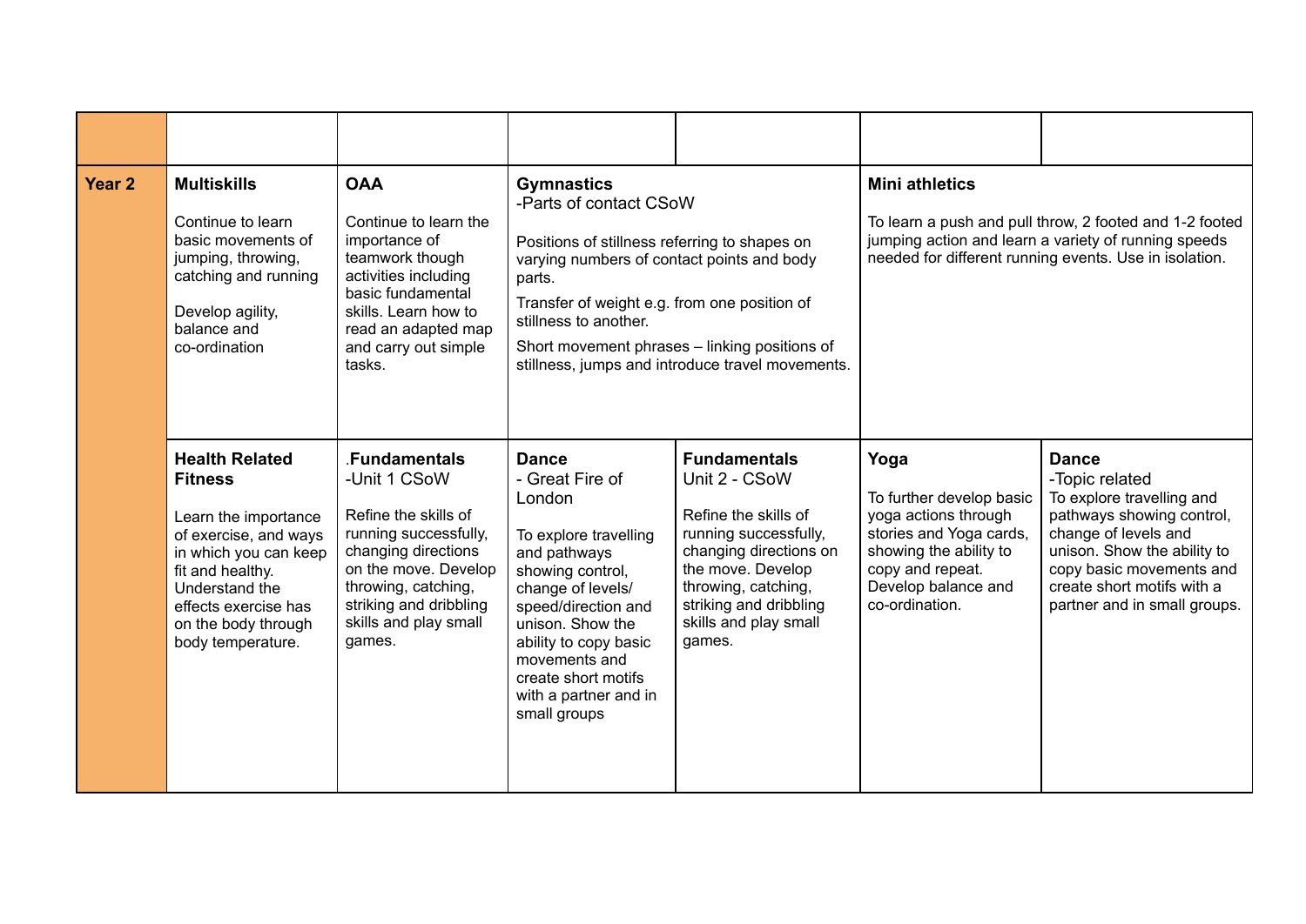| | | | | | | |
|---|---|---|---|---|---|---|
| **Year 2** | **Multiskills**<br><br>Continue to learn basic movements of jumping, throwing, catching and running<br><br>Develop agility, balance and co-ordination | **OAA**<br><br>Continue to learn the importance of teamwork though activities including basic fundamental skills. Learn how to read an adapted map and carry out simple tasks. | **Gymnastics**<br>-Parts of contact CSoW<br><br>Positions of stillness referring to shapes on varying numbers of contact points and body parts.<br><br>Transfer of weight e.g. from one position of stillness to another.<br><br>Short movement phrases – linking positions of stillness, jumps and introduce travel movements. | | **Mini athletics**<br><br>To learn a push and pull throw, 2 footed and 1-2 footed jumping action and learn a variety of running speeds needed for different running events. Use in isolation. | |
| | **Health Related Fitness**<br><br>Learn the importance of exercise, and ways in which you can keep fit and healthy. Understand the effects exercise has on the body through body temperature. | .**Fundamentals**<br>-Unit 1 CSoW<br><br>Refine the skills of running successfully, changing directions on the move. Develop throwing, catching, striking and dribbling skills and play small games. | **Dance**<br>- Great Fire of London<br><br>To explore travelling and pathways showing control, change of levels/ speed/direction and unison. Show the ability to copy basic movements and create short motifs with a partner and in small groups | **Fundamentals**<br>Unit 2 - CSoW<br><br>Refine the skills of running successfully, changing directions on the move. Develop throwing, catching, striking and dribbling skills and play small games. | **Yoga**<br><br>To further develop basic yoga actions through stories and Yoga cards, showing the ability to copy and repeat. Develop balance and co-ordination. | **Dance**<br>-Topic related<br>To explore travelling and pathways showing control, change of levels and unison. Show the ability to copy basic movements and create short motifs with a partner and in small groups. |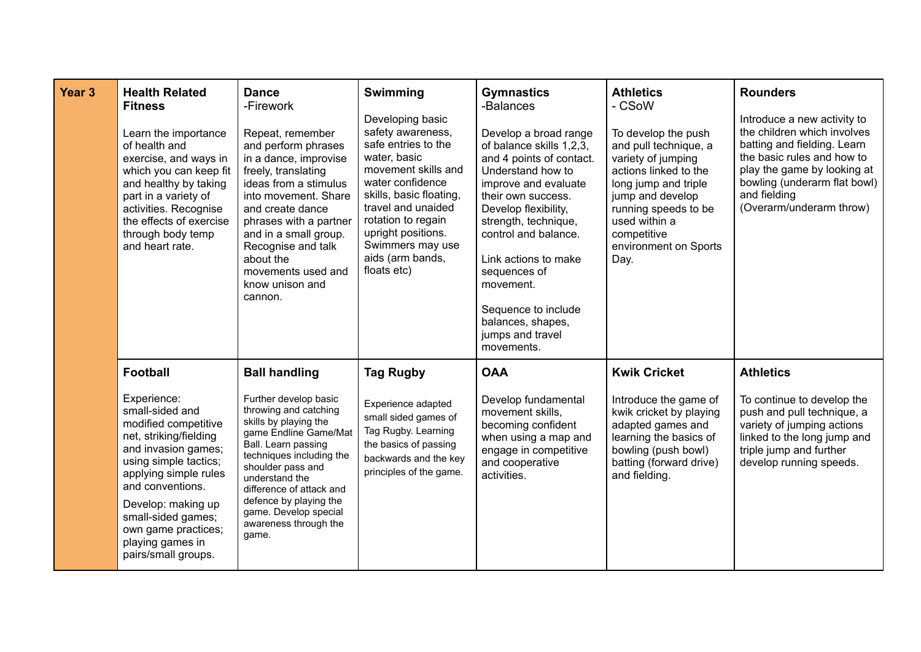| Year 3 | | | | | | |
|---|---|---|---|---|---|---|
| **Year 3** | **Health Related Fitness**<br><br>Learn the importance of health and exercise, and ways in which you can keep fit and healthy by taking part in a variety of activities. Recognise the effects of exercise through body temp and heart rate. | **Dance**<br>-Firework<br><br>Repeat, remember and perform phrases in a dance, improvise freely, translating ideas from a stimulus into movement. Share and create dance phrases with a partner and in a small group. Recognise and talk about the movements used and know unison and cannon. | **Swimming**<br><br>Developing basic safety awareness, safe entries to the water, basic movement skills and water confidence skills, basic floating, travel and unaided rotation to regain upright positions. Swimmers may use aids (arm bands, floats etc) | **Gymnastics**<br>-Balances<br><br>Develop a broad range of balance skills 1,2,3, and 4 points of contact. Understand how to improve and evaluate their own success. Develop flexibility, strength, technique, control and balance.<br><br>Link actions to make sequences of movement.<br><br>Sequence to include balances, shapes, jumps and travel movements. | **Athletics**<br>- CSoW<br><br>To develop the push and pull technique, a variety of jumping actions linked to the long jump and triple jump and develop running speeds to be used within a competitive environment on Sports Day. | **Rounders**<br><br>Introduce a new activity to the children which involves batting and fielding. Learn the basic rules and how to play the game by looking at bowling (underarm flat bowl) and fielding (Overarm/underarm throw) |
| | **Football**<br><br>Experience: small-sided and modified competitive net, striking/fielding and invasion games; using simple tactics; applying simple rules and conventions.<br><br>Develop: making up small-sided games; own game practices; playing games in pairs/small groups. | **Ball handling**<br><br>Further develop basic throwing and catching skills by playing the game Endline Game/Mat Ball. Learn passing techniques including the shoulder pass and understand the difference of attack and defence by playing the game. Develop special awareness through the game. | **Tag Rugby**<br><br>Experience adapted small sided games of Tag Rugby. Learning the basics of passing backwards and the key principles of the game. | **OAA**<br><br>Develop fundamental movement skills, becoming confident when using a map and engage in competitive and cooperative activities. | **Kwik Cricket**<br><br>Introduce the game of kwik cricket by playing adapted games and learning the basics of bowling (push bowl) batting (forward drive) and fielding. | **Athletics**<br><br>To continue to develop the push and pull technique, a variety of jumping actions linked to the long jump and triple jump and further develop running speeds. |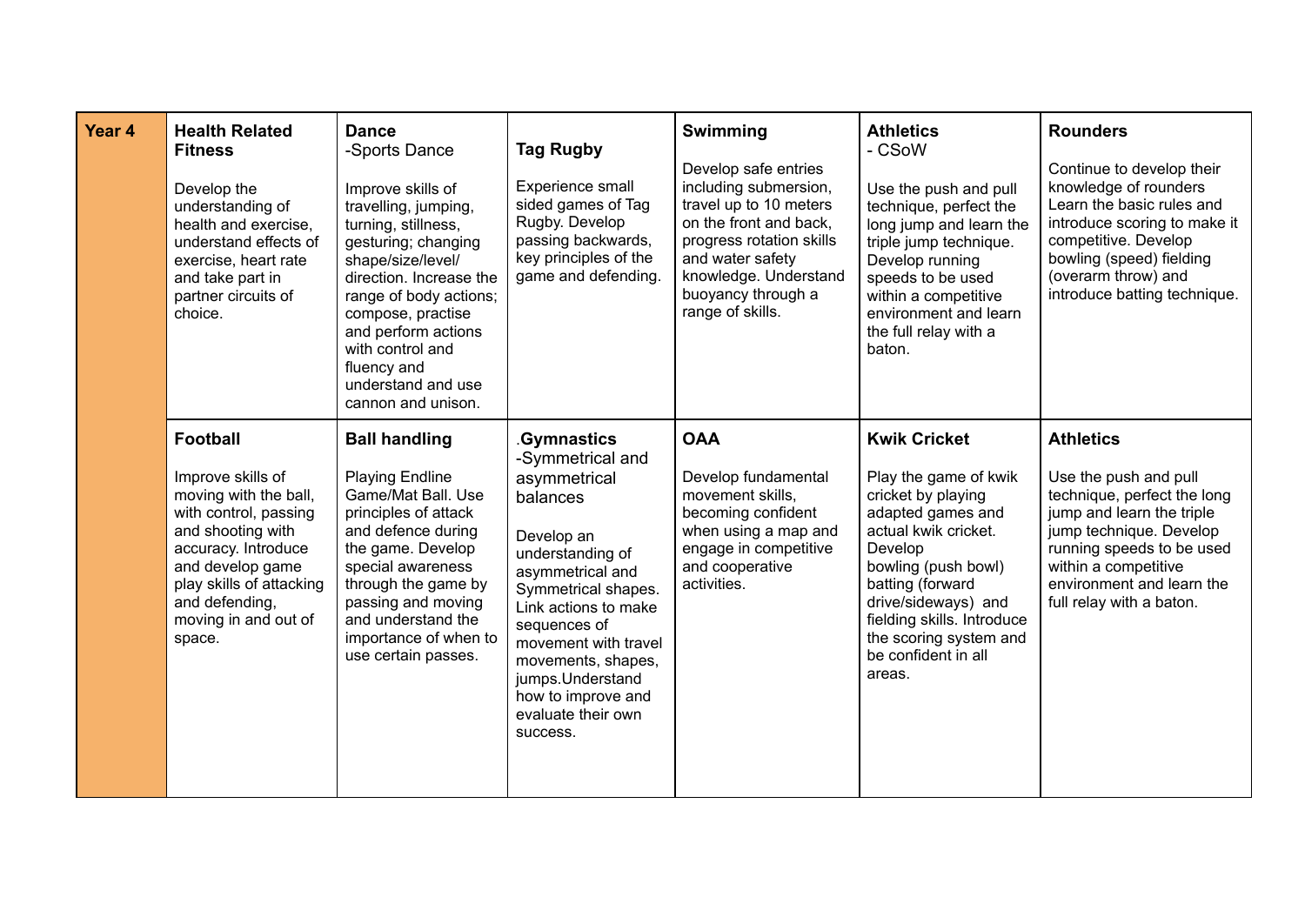| Year 4 | **Health Related Fitness**<br><br>Develop the understanding of health and exercise, understand effects of exercise, heart rate and take part in partner circuits of choice. | **Dance**<br>-Sports Dance<br><br>Improve skills of travelling, jumping, turning, stillness, gesturing; changing shape/size/level/ direction. Increase the range of body actions; compose, practise and perform actions with control and fluency and understand and use cannon and unison. | **Tag Rugby**<br><br>Experience small sided games of Tag Rugby. Develop passing backwards, key principles of the game and defending. | **Swimming**<br><br>Develop safe entries including submersion, travel up to 10 meters on the front and back, progress rotation skills and water safety knowledge. Understand buoyancy through a range of skills. | **Athletics**<br>- CSoW<br><br>Use the push and pull technique, perfect the long jump and learn the triple jump technique. Develop running speeds to be used within a competitive environment and learn the full relay with a baton. | **Rounders**<br><br>Continue to develop their knowledge of rounders Learn the basic rules and introduce scoring to make it competitive. Develop bowling (speed) fielding (overarm throw) and introduce batting technique. |
|---|---|---|---|---|---|---|
| | **Football**<br><br>Improve skills of moving with the ball, with control, passing and shooting with accuracy. Introduce and develop game play skills of attacking and defending, moving in and out of space. | **Ball handling**<br><br>Playing Endline Game/Mat Ball. Use principles of attack and defence during the game. Develop special awareness through the game by passing and moving and understand the importance of when to use certain passes. | .**Gymnastics**<br>-Symmetrical and asymmetrical balances<br><br>Develop an understanding of asymmetrical and Symmetrical shapes. Link actions to make sequences of movement with travel movements, shapes, jumps.Understand how to improve and evaluate their own success. | **OAA**<br><br>Develop fundamental movement skills, becoming confident when using a map and engage in competitive and cooperative activities. | **Kwik Cricket**<br><br>Play the game of kwik cricket by playing adapted games and actual kwik cricket. Develop bowling (push bowl) batting (forward drive/sideways) and fielding skills. Introduce the scoring system and be confident in all areas. | **Athletics**<br><br>Use the push and pull technique, perfect the long jump and learn the triple jump technique. Develop running speeds to be used within a competitive environment and learn the full relay with a baton. |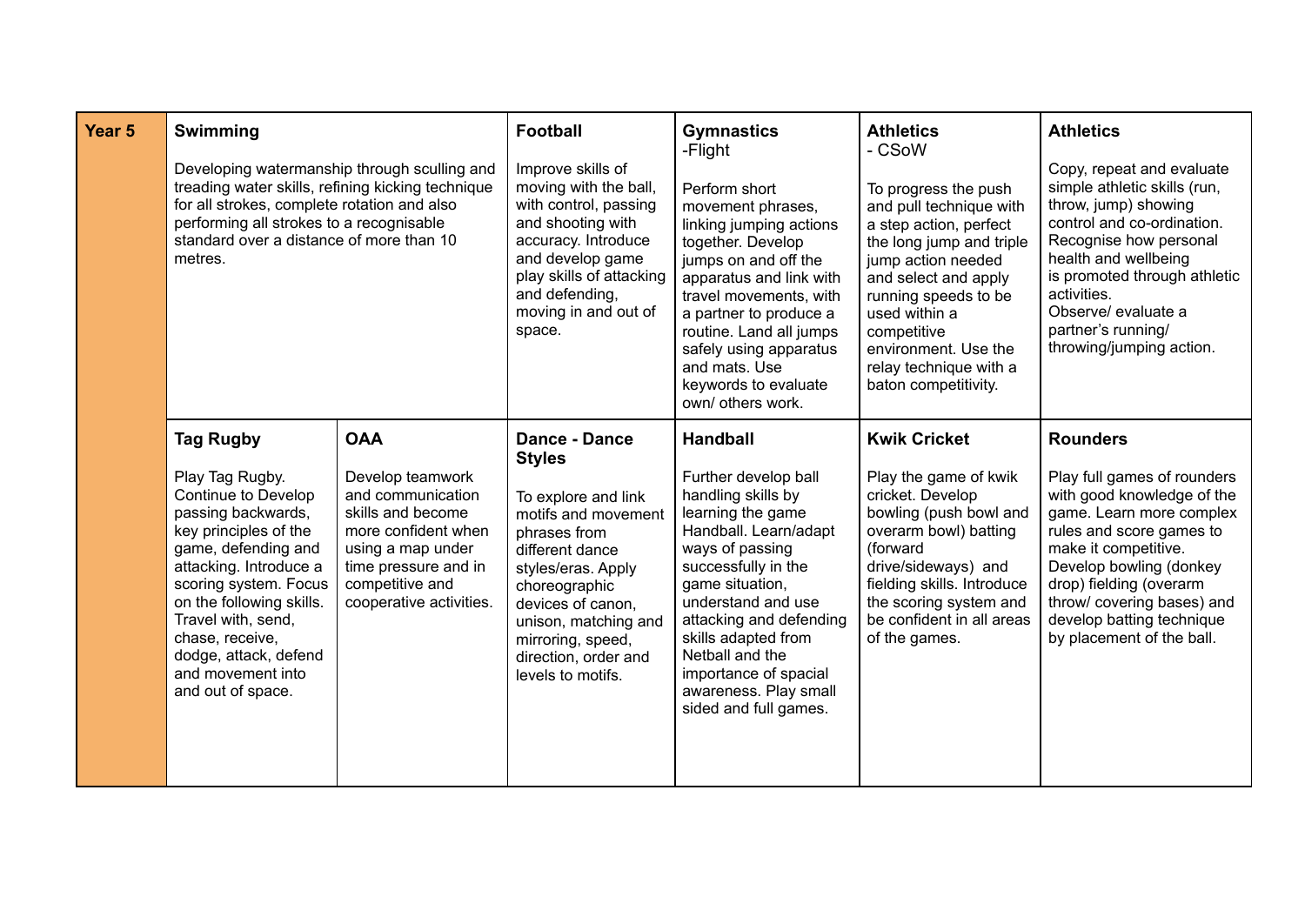| Year 5 | | | | | | |
| --- | --- | --- | --- | --- | --- | --- |
| | **Swimming**<br><br>Developing watermanship through sculling and treading water skills, refining kicking technique for all strokes, complete rotation and also performing all strokes to a recognisable standard over a distance of more than 10 metres. | | **Football**<br><br>Improve skills of moving with the ball, with control, passing and shooting with accuracy. Introduce and develop game play skills of attacking and defending, moving in and out of space. | **Gymnastics**<br>-Flight<br><br>Perform short movement phrases, linking jumping actions together. Develop jumps on and off the apparatus and link with travel movements, with a partner to produce a routine. Land all jumps safely using apparatus and mats. Use keywords to evaluate own/ others work. | **Athletics**<br>- CSoW<br><br>To progress the push and pull technique with a step action, perfect the long jump and triple jump action needed and select and apply running speeds to be used within a competitive environment. Use the relay technique with a baton competitivity. | **Athletics**<br><br>Copy, repeat and evaluate simple athletic skills (run, throw, jump) showing control and co-ordination. Recognise how personal health and wellbeing is promoted through athletic activities.<br>Observe/ evaluate a partner's running/ throwing/jumping action. |
| | **Tag Rugby**<br><br>Play Tag Rugby. Continue to Develop passing backwards, key principles of the game, defending and attacking. Introduce a scoring system. Focus on the following skills. Travel with, send, chase, receive, dodge, attack, defend and movement into and out of space. | **OAA**<br><br>Develop teamwork and communication skills and become more confident when using a map under time pressure and in competitive and cooperative activities. | **Dance - Dance Styles**<br><br>To explore and link motifs and movement phrases from different dance styles/eras. Apply choreographic devices of canon, unison, matching and mirroring, speed, direction, order and levels to motifs. | **Handball**<br><br>Further develop ball handling skills by learning the game Handball. Learn/adapt ways of passing successfully in the game situation, understand and use attacking and defending skills adapted from Netball and the importance of spacial awareness. Play small sided and full games. | **Kwik Cricket**<br><br>Play the game of kwik cricket. Develop bowling (push bowl and overarm bowl) batting (forward drive/sideways) and fielding skills. Introduce the scoring system and be confident in all areas of the games. | **Rounders**<br><br>Play full games of rounders with good knowledge of the game. Learn more complex rules and score games to make it competitive. Develop bowling (donkey drop) fielding (overarm throw/ covering bases) and develop batting technique by placement of the ball. |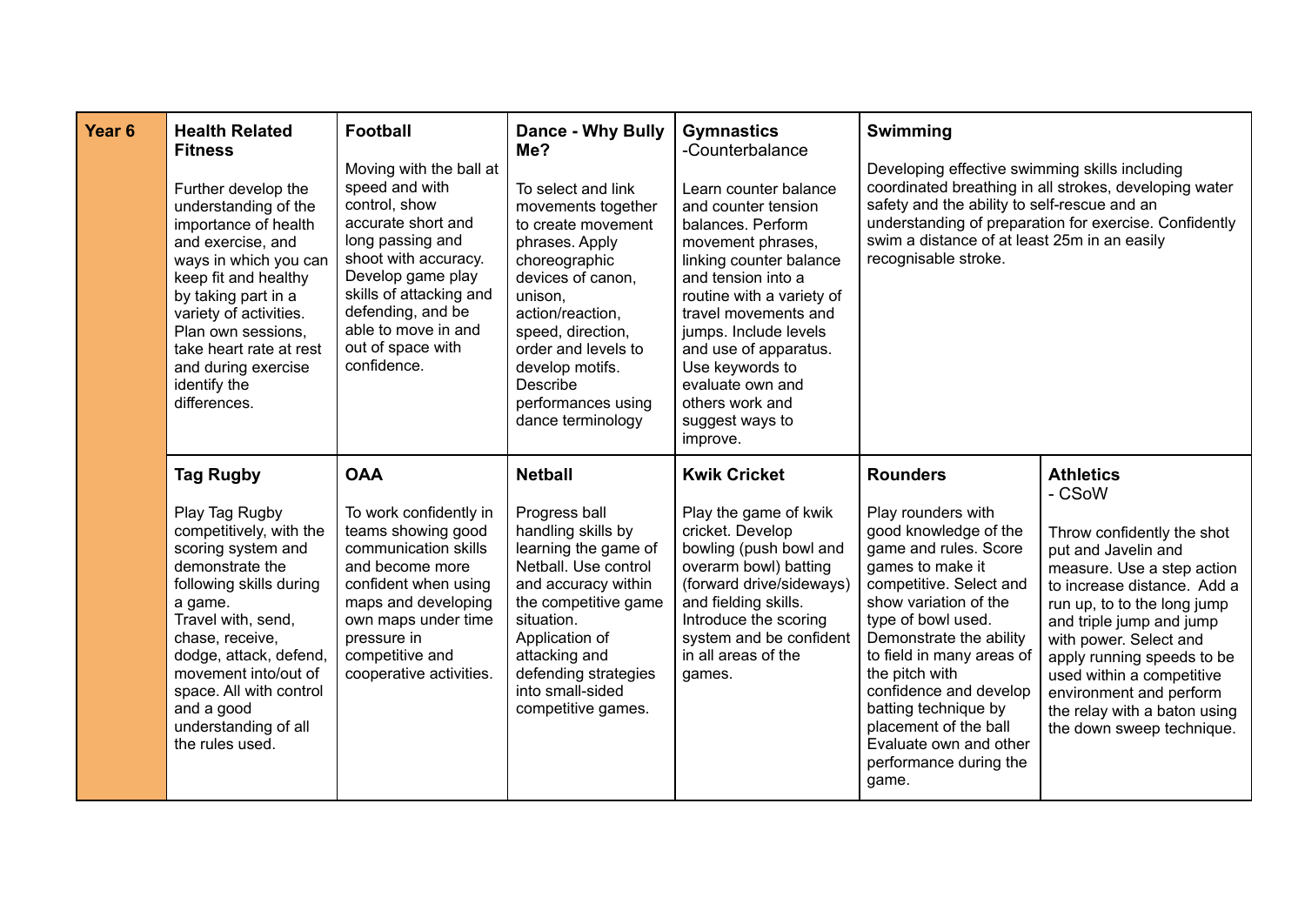| Year 6 | | | | | | |
|---|---|---|---|---|---|---|
| | **Health Related Fitness**<br><br>Further develop the understanding of the importance of health and exercise, and ways in which you can keep fit and healthy by taking part in a variety of activities. Plan own sessions, take heart rate at rest and during exercise identify the differences. | **Football**<br><br>Moving with the ball at speed and with control, show accurate short and long passing and shoot with accuracy. Develop game play skills of attacking and defending, and be able to move in and out of space with confidence. | **Dance - Why Bully Me?**<br><br>To select and link movements together to create movement phrases. Apply choreographic devices of canon, unison, action/reaction, speed, direction, order and levels to develop motifs. Describe performances using dance terminology | **Gymnastics** -Counterbalance<br><br>Learn counter balance and counter tension balances. Perform movement phrases, linking counter balance and tension into a routine with a variety of travel movements and jumps. Include levels and use of apparatus. Use keywords to evaluate own and others work and suggest ways to improve. | **Swimming**<br><br>Developing effective swimming skills including coordinated breathing in all strokes, developing water safety and the ability to self-rescue and an understanding of preparation for exercise. Confidently swim a distance of at least 25m in an easily recognisable stroke. | |
| | **Tag Rugby**<br><br>Play Tag Rugby competitively, with the scoring system and demonstrate the following skills during a game.<br>Travel with, send, chase, receive, dodge, attack, defend, movement into/out of space. All with control and a good understanding of all the rules used. | **OAA**<br><br>To work confidently in teams showing good communication skills and become more confident when using maps and developing own maps under time pressure in competitive and cooperative activities. | **Netball**<br><br>Progress ball handling skills by learning the game of Netball. Use control and accuracy within the competitive game situation.<br>Application of attacking and defending strategies into small-sided competitive games. | **Kwik Cricket**<br><br>Play the game of kwik cricket. Develop bowling (push bowl and overarm bowl) batting (forward drive/sideways) and fielding skills. Introduce the scoring system and be confident in all areas of the games. | **Rounders**<br><br>Play rounders with good knowledge of the game and rules. Score games to make it competitive. Select and show variation of the type of bowl used. Demonstrate the ability to field in many areas of the pitch with confidence and develop batting technique by placement of the ball Evaluate own and other performance during the game. | **Athletics** - CSoW<br><br>Throw confidently the shot put and Javelin and measure. Use a step action to increase distance. Add a run up, to to the long jump and triple jump and jump with power. Select and apply running speeds to be used within a competitive environment and perform the relay with a baton using the down sweep technique. |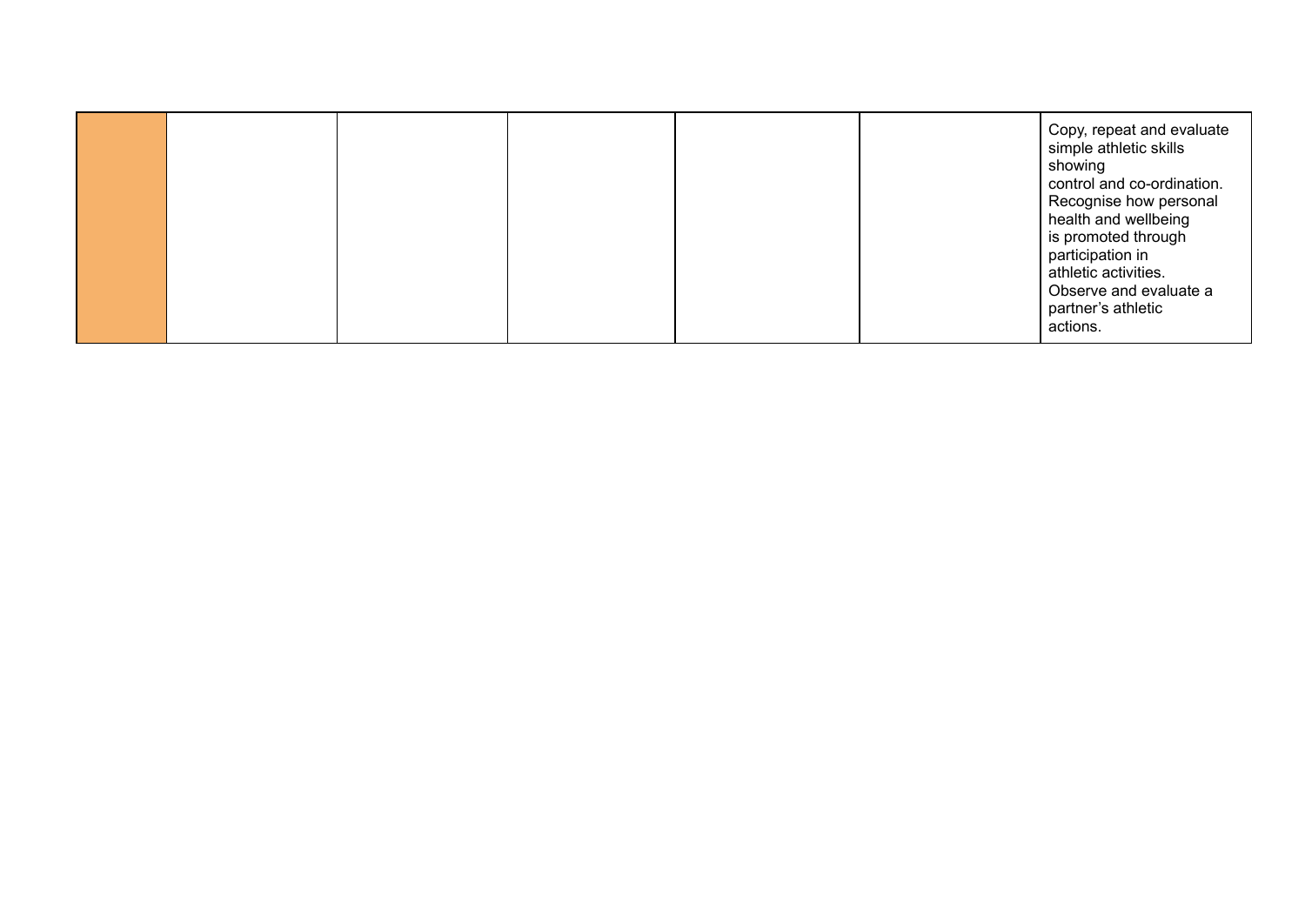| | | | | | | |
|---|---|---|---|---|---|---|
| | | | | | | Copy, repeat and evaluate simple athletic skills showing control and co-ordination.<br>Recognise how personal health and wellbeing is promoted through participation in athletic activities.<br>Observe and evaluate a partner's athletic actions. |